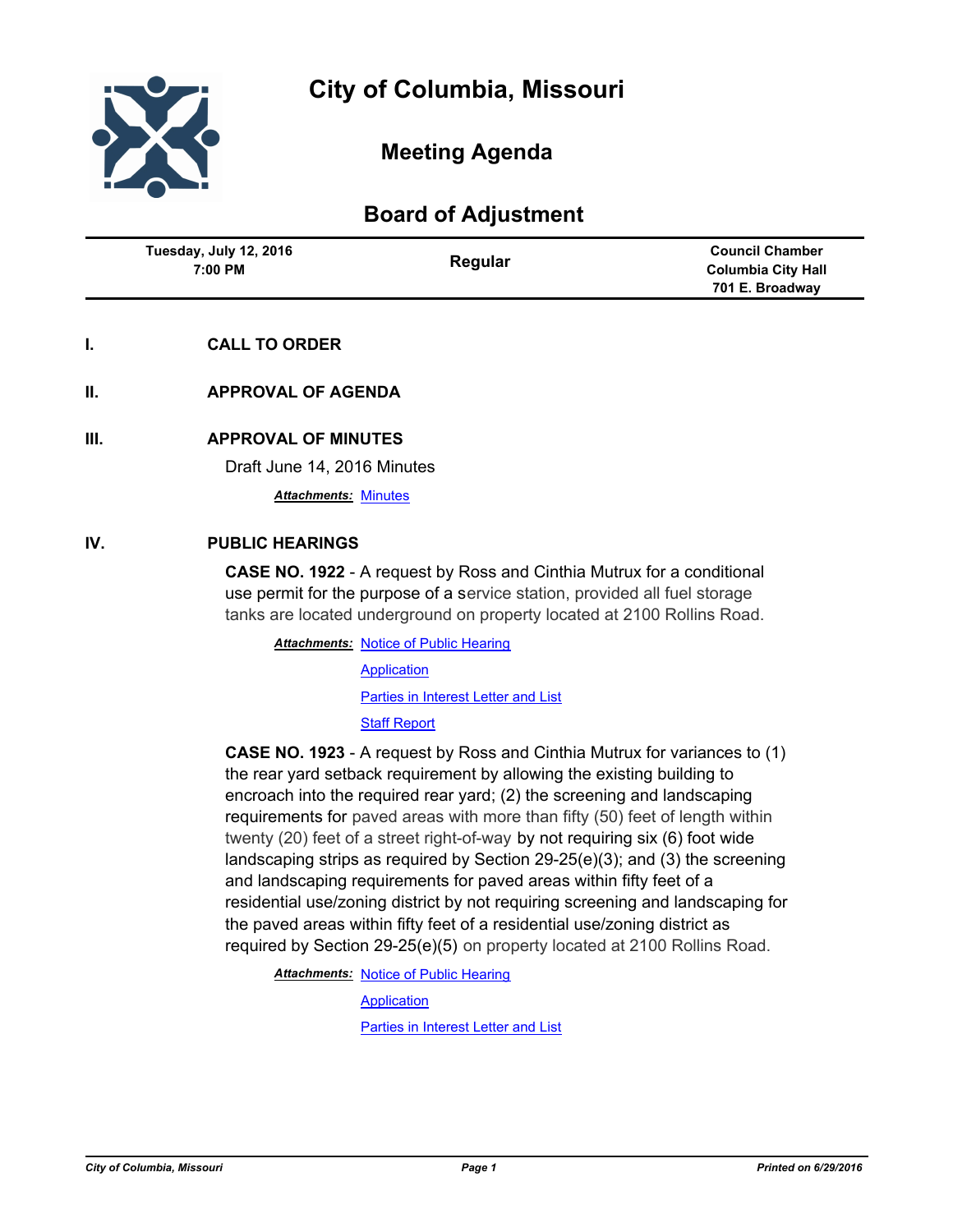# City of Columbia, Missouri

## Meeting Agenda

## Board of Adjustment

| Tuesday, July 12, 2016 7:00 PM | Regular | Council Chamber Columbia City Hall 701 E. Broadway |
|---|---|---|

**I. CALL TO ORDER**

**II. APPROVAL OF AGENDA**

**III. APPROVAL OF MINUTES**

Draft June 14, 2016 Minutes

***Attachments:*** Minutes

**IV. PUBLIC HEARINGS**

**CASE NO. 1922** - A request by Ross and Cinthia Mutrux for a conditional use permit for the purpose of a service station, provided all fuel storage tanks are located underground on property located at 2100 Rollins Road.

***Attachments:*** Notice of Public Hearing

Application

Parties in Interest Letter and List

Staff Report

**CASE NO. 1923** - A request by Ross and Cinthia Mutrux for variances to (1) the rear yard setback requirement by allowing the existing building to encroach into the required rear yard; (2) the screening and landscaping requirements for paved areas with more than fifty (50) feet of length within twenty (20) feet of a street right-of-way by not requiring six (6) foot wide landscaping strips as required by Section 29-25(e)(3); and (3) the screening and landscaping requirements for paved areas within fifty feet of a residential use/zoning district by not requiring screening and landscaping for the paved areas within fifty feet of a residential use/zoning district as required by Section 29-25(e)(5) on property located at 2100 Rollins Road.

***Attachments:*** Notice of Public Hearing

Application

Parties in Interest Letter and List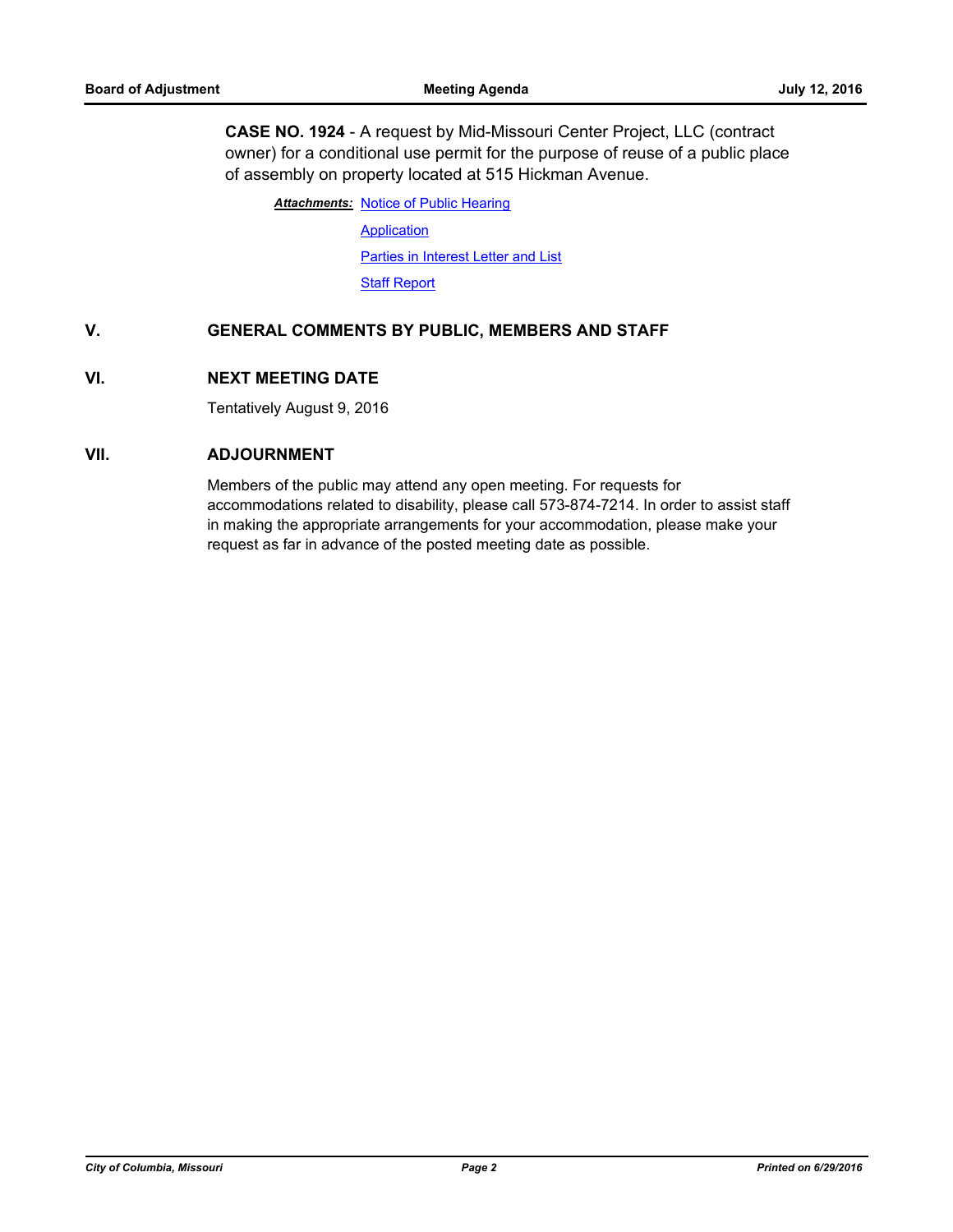**CASE NO. 1924** - A request by Mid-Missouri Center Project, LLC (contract owner) for a conditional use permit for the purpose of reuse of a public place of assembly on property located at 515 Hickman Avenue.

***Attachments:*** Notice of Public Hearing

Application

Parties in Interest Letter and List

Staff Report

## V. GENERAL COMMENTS BY PUBLIC, MEMBERS AND STAFF

## VI. NEXT MEETING DATE

Tentatively August 9, 2016

## VII. ADJOURNMENT

Members of the public may attend any open meeting. For requests for accommodations related to disability, please call 573-874-7214. In order to assist staff in making the appropriate arrangements for your accommodation, please make your request as far in advance of the posted meeting date as possible.